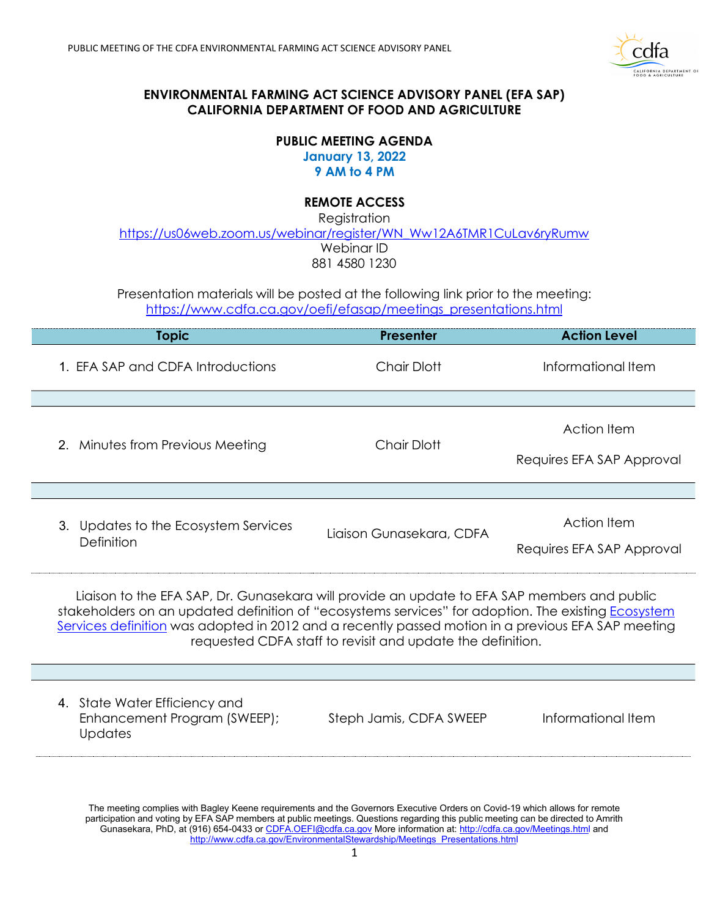**ENVIRONMENTAL FARMING ACT SCIENCE ADVISORY PANEL (EFA SAP)**
**CALIFORNIA DEPARTMENT OF FOOD AND AGRICULTURE**

**PUBLIC MEETING AGENDA**
**January 13, 2022**
**9 AM to 4 PM**

**REMOTE ACCESS**

Registration
https://us06web.zoom.us/webinar/register/WN_Ww12A6TMR1CuLav6ryRumw
Webinar ID
881 4580 1230

Presentation materials will be posted at the following link prior to the meeting:
https://www.cdfa.ca.gov/oefi/efasap/meetings_presentations.html

| Topic | Presenter | Action Level |
|---|---|---|
| 1. EFA SAP and CDFA Introductions | Chair Dlott | Informational Item |
| 2. Minutes from Previous Meeting | Chair Dlott | Action Item<br>Requires EFA SAP Approval |
| 3. Updates to the Ecosystem Services Definition | Liaison Gunasekara, CDFA | Action Item<br>Requires EFA SAP Approval |
| Liaison to the EFA SAP, Dr. Gunasekara will provide an update to EFA SAP members and public stakeholders on an updated definition of "ecosystems services" for adoption. The existing Ecosystem Services definition was adopted in 2012 and a recently passed motion in a previous EFA SAP meeting requested CDFA staff to revisit and update the definition. | | |
| 4. State Water Efficiency and Enhancement Program (SWEEP); Updates | Steph Jamis, CDFA SWEEP | Informational Item |

The meeting complies with Bagley Keene requirements and the Governors Executive Orders on Covid-19 which allows for remote participation and voting by EFA SAP members at public meetings. Questions regarding this public meeting can be directed to Amrith Gunasekara, PhD, at (916) 654-0433 or CDFA.OEFI@cdfa.ca.gov More information at: http://cdfa.ca.gov/Meetings.html and http://www.cdfa.ca.gov/EnvironmentalStewardship/Meetings_Presentations.html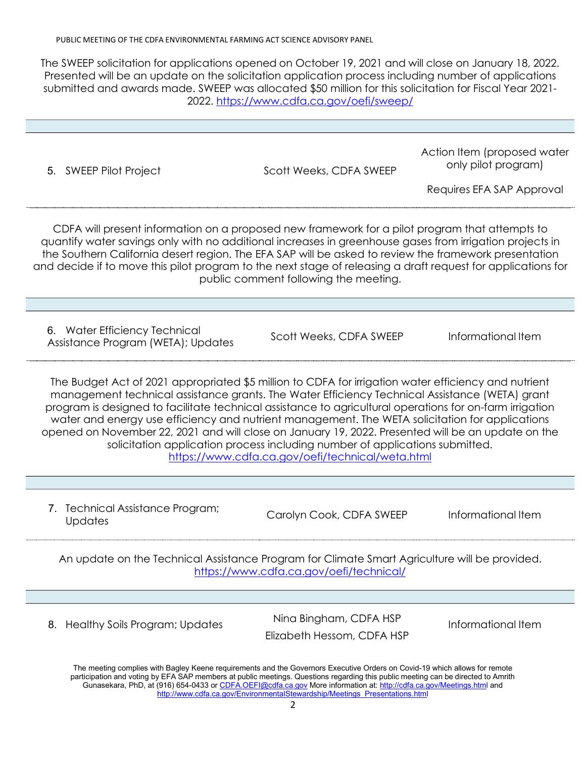The SWEEP solicitation for applications opened on October 19, 2021 and will close on January 18, 2022. Presented will be an update on the solicitation application process including number of applications submitted and awards made. SWEEP was allocated $50 million for this solicitation for Fiscal Year 2021-2022. https://www.cdfa.ca.gov/oefi/sweep/

| 5. SWEEP Pilot Project | Scott Weeks, CDFA SWEEP | Action Item (proposed water only pilot program)<br><br>Requires EFA SAP Approval |
|---|---|---|

CDFA will present information on a proposed new framework for a pilot program that attempts to quantify water savings only with no additional increases in greenhouse gases from irrigation projects in the Southern California desert region. The EFA SAP will be asked to review the framework presentation and decide if to move this pilot program to the next stage of releasing a draft request for applications for public comment following the meeting.

| 6. Water Efficiency Technical Assistance Program (WETA); Updates | Scott Weeks, CDFA SWEEP | Informational Item |
|---|---|---|

The Budget Act of 2021 appropriated $5 million to CDFA for irrigation water efficiency and nutrient management technical assistance grants. The Water Efficiency Technical Assistance (WETA) grant program is designed to facilitate technical assistance to agricultural operations for on-farm irrigation water and energy use efficiency and nutrient management. The WETA solicitation for applications opened on November 22, 2021 and will close on January 19, 2022. Presented will be an update on the solicitation application process including number of applications submitted. https://www.cdfa.ca.gov/oefi/technical/weta.html

| 7. Technical Assistance Program; Updates | Carolyn Cook, CDFA SWEEP | Informational Item |
|---|---|---|

An update on the Technical Assistance Program for Climate Smart Agriculture will be provided. https://www.cdfa.ca.gov/oefi/technical/

| 8. Healthy Soils Program; Updates | Nina Bingham, CDFA HSP<br>Elizabeth Hessom, CDFA HSP | Informational Item |
|---|---|---|

The meeting complies with Bagley Keene requirements and the Governors Executive Orders on Covid-19 which allows for remote participation and voting by EFA SAP members at public meetings. Questions regarding this public meeting can be directed to Amrith Gunasekara, PhD, at (916) 654-0433 or CDFA.OEFI@cdfa.ca.gov More information at: http://cdfa.ca.gov/Meetings.html and http://www.cdfa.ca.gov/EnvironmentalStewardship/Meetings_Presentations.html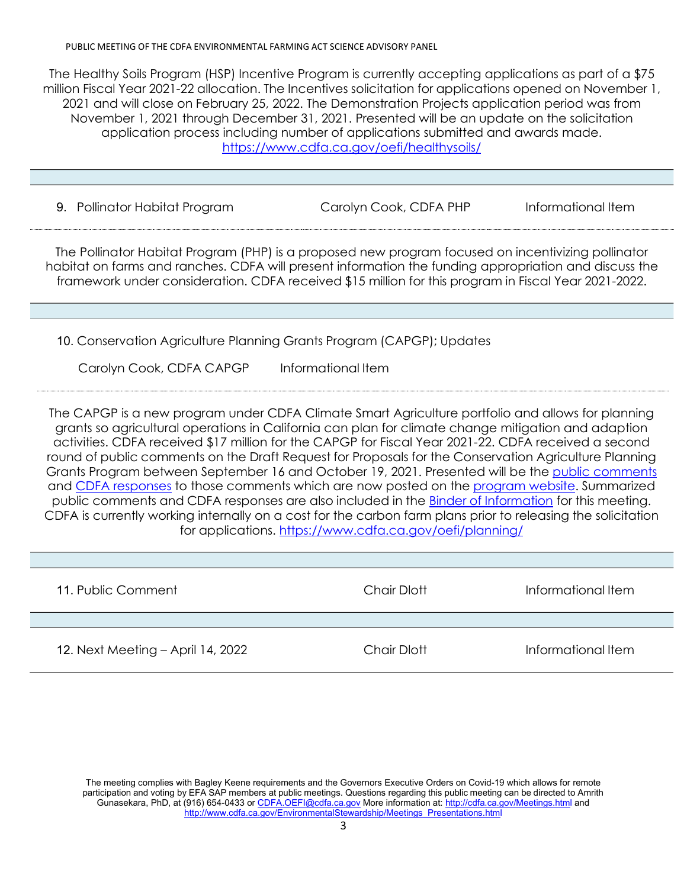The Healthy Soils Program (HSP) Incentive Program is currently accepting applications as part of a $75 million Fiscal Year 2021-22 allocation. The Incentives solicitation for applications opened on November 1, 2021 and will close on February 25, 2022. The Demonstration Projects application period was from November 1, 2021 through December 31, 2021. Presented will be an update on the solicitation application process including number of applications submitted and awards made. https://www.cdfa.ca.gov/oefi/healthysoils/

| 9. Pollinator Habitat Program | Carolyn Cook, CDFA PHP | Informational Item |
|---|---|---|

The Pollinator Habitat Program (PHP) is a proposed new program focused on incentivizing pollinator habitat on farms and ranches. CDFA will present information the funding appropriation and discuss the framework under consideration. CDFA received $15 million for this program in Fiscal Year 2021-2022.

10. Conservation Agriculture Planning Grants Program (CAPGP); Updates

Carolyn Cook, CDFA CAPGP    Informational Item

The CAPGP is a new program under CDFA Climate Smart Agriculture portfolio and allows for planning grants so agricultural operations in California can plan for climate change mitigation and adaption activities. CDFA received $17 million for the CAPGP for Fiscal Year 2021-22. CDFA received a second round of public comments on the Draft Request for Proposals for the Conservation Agriculture Planning Grants Program between September 16 and October 19, 2021. Presented will be the public comments and CDFA responses to those comments which are now posted on the program website. Summarized public comments and CDFA responses are also included in the Binder of Information for this meeting. CDFA is currently working internally on a cost for the carbon farm plans prior to releasing the solicitation for applications. https://www.cdfa.ca.gov/oefi/planning/

| 11. Public Comment | Chair Dlott | Informational Item |
|---|---|---|
| 12. Next Meeting – April 14, 2022 | Chair Dlott | Informational Item |

The meeting complies with Bagley Keene requirements and the Governors Executive Orders on Covid-19 which allows for remote participation and voting by EFA SAP members at public meetings. Questions regarding this public meeting can be directed to Amrith Gunasekara, PhD, at (916) 654-0433 or CDFA.OEFI@cdfa.ca.gov More information at: http://cdfa.ca.gov/Meetings.html and http://www.cdfa.ca.gov/EnvironmentalStewardship/Meetings_Presentations.html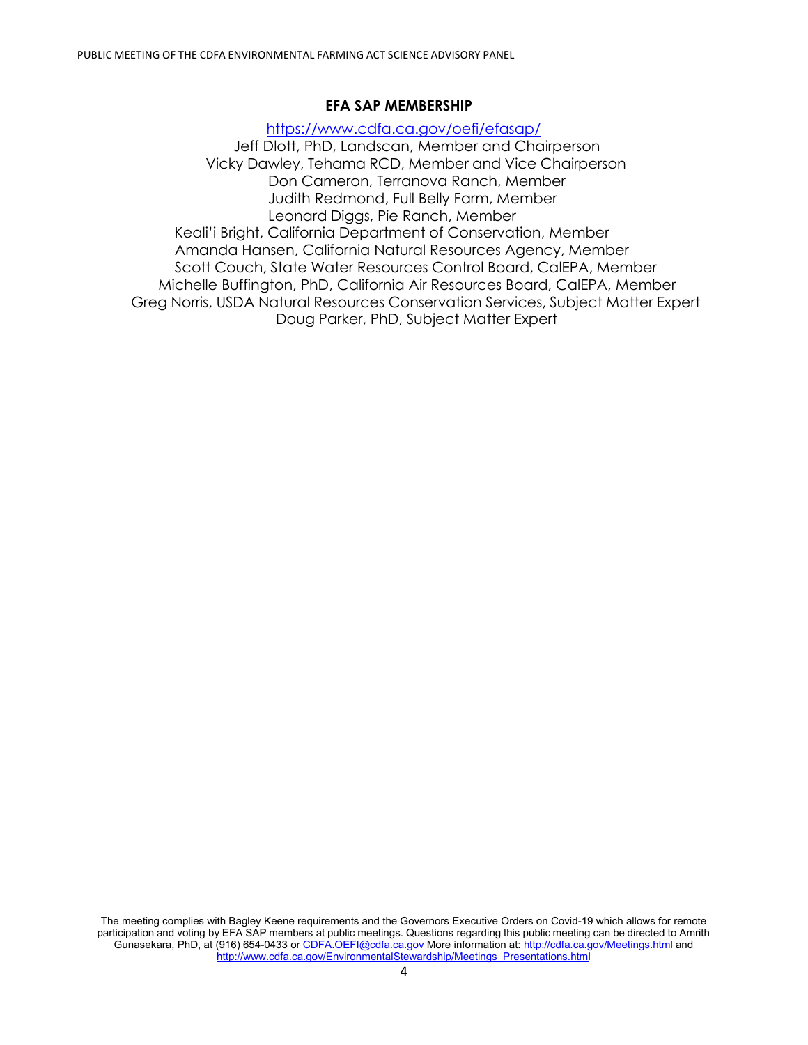### EFA SAP MEMBERSHIP

https://www.cdfa.ca.gov/oefi/efasap/

Jeff Dlott, PhD, Landscan, Member and Chairperson
Vicky Dawley, Tehama RCD, Member and Vice Chairperson
Don Cameron, Terranova Ranch, Member
Judith Redmond, Full Belly Farm, Member
Leonard Diggs, Pie Ranch, Member
Keali'i Bright, California Department of Conservation, Member
Amanda Hansen, California Natural Resources Agency, Member
Scott Couch, State Water Resources Control Board, CalEPA, Member
Michelle Buffington, PhD, California Air Resources Board, CalEPA, Member
Greg Norris, USDA Natural Resources Conservation Services, Subject Matter Expert
Doug Parker, PhD, Subject Matter Expert

The meeting complies with Bagley Keene requirements and the Governors Executive Orders on Covid-19 which allows for remote participation and voting by EFA SAP members at public meetings. Questions regarding this public meeting can be directed to Amrith Gunasekara, PhD, at (916) 654-0433 or CDFA.OEFI@cdfa.ca.gov More information at: http://cdfa.ca.gov/Meetings.html and http://www.cdfa.ca.gov/EnvironmentalStewardship/Meetings_Presentations.html